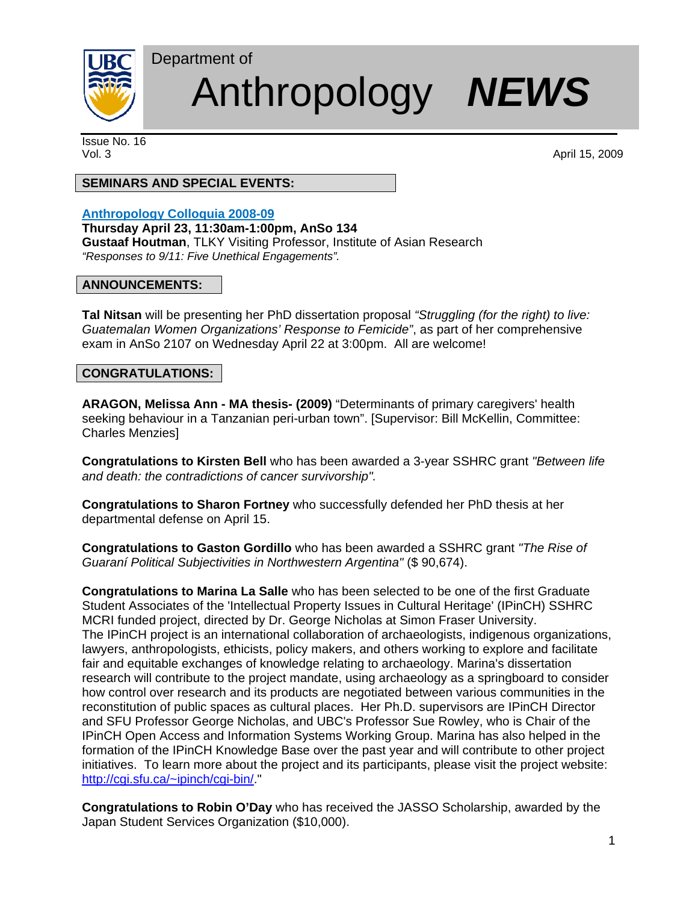Department of

# Anthropology ***NEWS***

Issue No. 16
Vol. 3

April 15, 2009

## SEMINARS AND SPECIAL EVENTS:

**Anthropology Colloquia 2008-09**
**Thursday April 23, 11:30am-1:00pm, AnSo 134**
**Gustaaf Houtman**, TLKY Visiting Professor, Institute of Asian Research
*"Responses to 9/11: Five Unethical Engagements".*

## ANNOUNCEMENTS:

**Tal Nitsan** will be presenting her PhD dissertation proposal *"Struggling (for the right) to live: Guatemalan Women Organizations' Response to Femicide"*, as part of her comprehensive exam in AnSo 2107 on Wednesday April 22 at 3:00pm. All are welcome!

## CONGRATULATIONS:

**ARAGON, Melissa Ann - MA thesis- (2009)** "Determinants of primary caregivers' health seeking behaviour in a Tanzanian peri-urban town". [Supervisor: Bill McKellin, Committee: Charles Menzies]

**Congratulations to Kirsten Bell** who has been awarded a 3-year SSHRC grant *"Between life and death: the contradictions of cancer survivorship".*

**Congratulations to Sharon Fortney** who successfully defended her PhD thesis at her departmental defense on April 15.

**Congratulations to Gaston Gordillo** who has been awarded a SSHRC grant *"The Rise of Guaraní Political Subjectivities in Northwestern Argentina"* ($ 90,674).

**Congratulations to Marina La Salle** who has been selected to be one of the first Graduate Student Associates of the 'Intellectual Property Issues in Cultural Heritage' (IPinCH) SSHRC MCRI funded project, directed by Dr. George Nicholas at Simon Fraser University.
The IPinCH project is an international collaboration of archaeologists, indigenous organizations, lawyers, anthropologists, ethicists, policy makers, and others working to explore and facilitate fair and equitable exchanges of knowledge relating to archaeology. Marina's dissertation research will contribute to the project mandate, using archaeology as a springboard to consider how control over research and its products are negotiated between various communities in the reconstitution of public spaces as cultural places. Her Ph.D. supervisors are IPinCH Director and SFU Professor George Nicholas, and UBC's Professor Sue Rowley, who is Chair of the IPinCH Open Access and Information Systems Working Group. Marina has also helped in the formation of the IPinCH Knowledge Base over the past year and will contribute to other project initiatives. To learn more about the project and its participants, please visit the project website: http://cgi.sfu.ca/~ipinch/cgi-bin/."

**Congratulations to Robin O'Day** who has received the JASSO Scholarship, awarded by the Japan Student Services Organization ($10,000).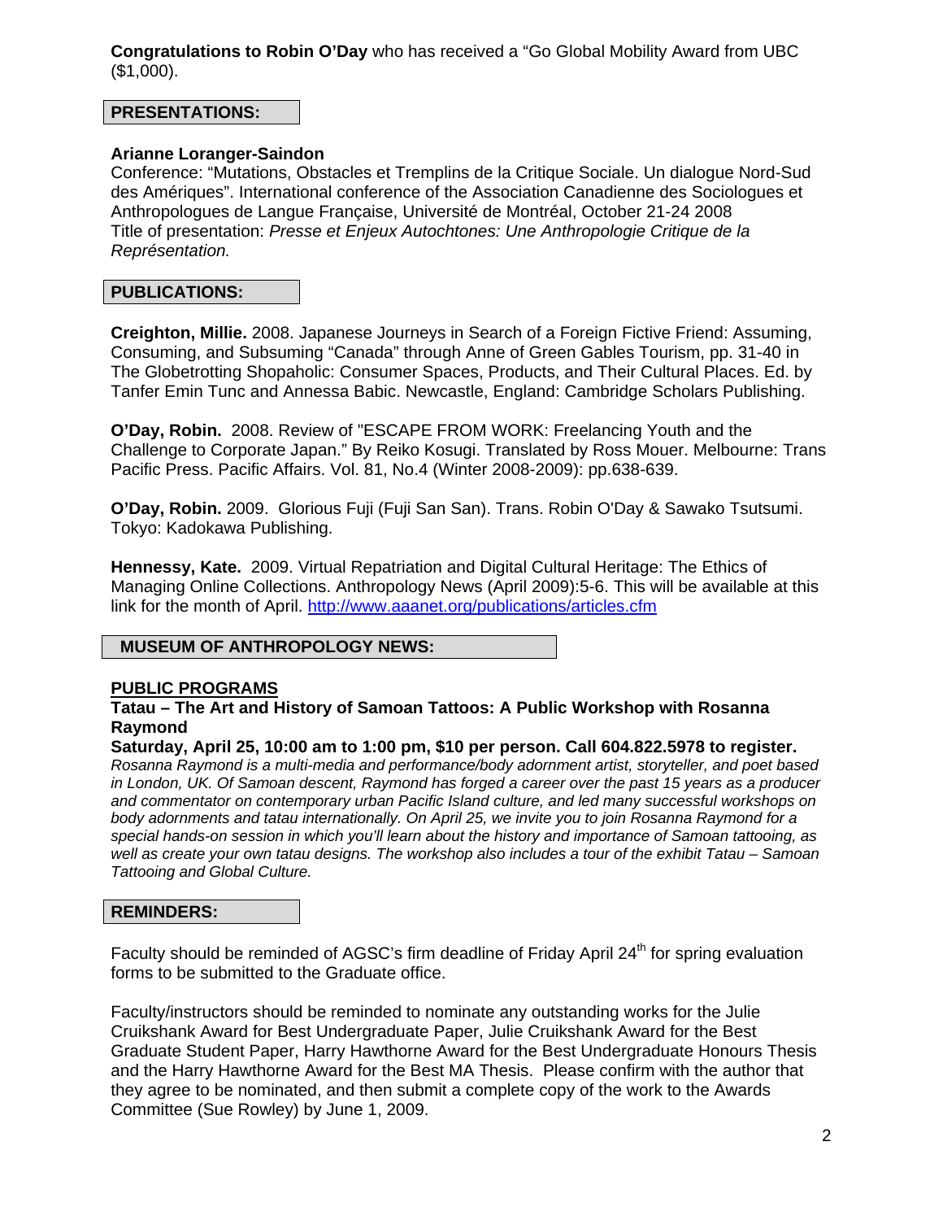**Congratulations to Robin O'Day** who has received a "Go Global Mobility Award from UBC ($1,000).

## PRESENTATIONS:

**Arianne Loranger-Saindon**
Conference: "Mutations, Obstacles et Tremplins de la Critique Sociale. Un dialogue Nord-Sud des Amériques". International conference of the Association Canadienne des Sociologues et Anthropologues de Langue Française, Université de Montréal, October 21-24 2008
Title of presentation: *Presse et Enjeux Autochtones: Une Anthropologie Critique de la Représentation.*

## PUBLICATIONS:

**Creighton, Millie.** 2008. Japanese Journeys in Search of a Foreign Fictive Friend: Assuming, Consuming, and Subsuming "Canada" through Anne of Green Gables Tourism, pp. 31-40 in The Globetrotting Shopaholic: Consumer Spaces, Products, and Their Cultural Places. Ed. by Tanfer Emin Tunc and Annessa Babic. Newcastle, England: Cambridge Scholars Publishing.

**O'Day, Robin.** 2008. Review of "ESCAPE FROM WORK: Freelancing Youth and the Challenge to Corporate Japan." By Reiko Kosugi. Translated by Ross Mouer. Melbourne: Trans Pacific Press. Pacific Affairs. Vol. 81, No.4 (Winter 2008-2009): pp.638-639.

**O'Day, Robin.** 2009. Glorious Fuji (Fuji San San). Trans. Robin O'Day & Sawako Tsutsumi. Tokyo: Kadokawa Publishing.

**Hennessy, Kate.** 2009. Virtual Repatriation and Digital Cultural Heritage: The Ethics of Managing Online Collections. Anthropology News (April 2009):5-6. This will be available at this link for the month of April. http://www.aaanet.org/publications/articles.cfm

## MUSEUM OF ANTHROPOLOGY NEWS:

### PUBLIC PROGRAMS

**Tatau – The Art and History of Samoan Tattoos: A Public Workshop with Rosanna Raymond**

**Saturday, April 25, 10:00 am to 1:00 pm, $10 per person. Call 604.822.5978 to register.**

*Rosanna Raymond is a multi-media and performance/body adornment artist, storyteller, and poet based in London, UK. Of Samoan descent, Raymond has forged a career over the past 15 years as a producer and commentator on contemporary urban Pacific Island culture, and led many successful workshops on body adornments and tatau internationally. On April 25, we invite you to join Rosanna Raymond for a special hands-on session in which you'll learn about the history and importance of Samoan tattooing, as well as create your own tatau designs. The workshop also includes a tour of the exhibit Tatau – Samoan Tattooing and Global Culture.*

## REMINDERS:

Faculty should be reminded of AGSC's firm deadline of Friday April 24th for spring evaluation forms to be submitted to the Graduate office.

Faculty/instructors should be reminded to nominate any outstanding works for the Julie Cruikshank Award for Best Undergraduate Paper, Julie Cruikshank Award for the Best Graduate Student Paper, Harry Hawthorne Award for the Best Undergraduate Honours Thesis and the Harry Hawthorne Award for the Best MA Thesis. Please confirm with the author that they agree to be nominated, and then submit a complete copy of the work to the Awards Committee (Sue Rowley) by June 1, 2009.